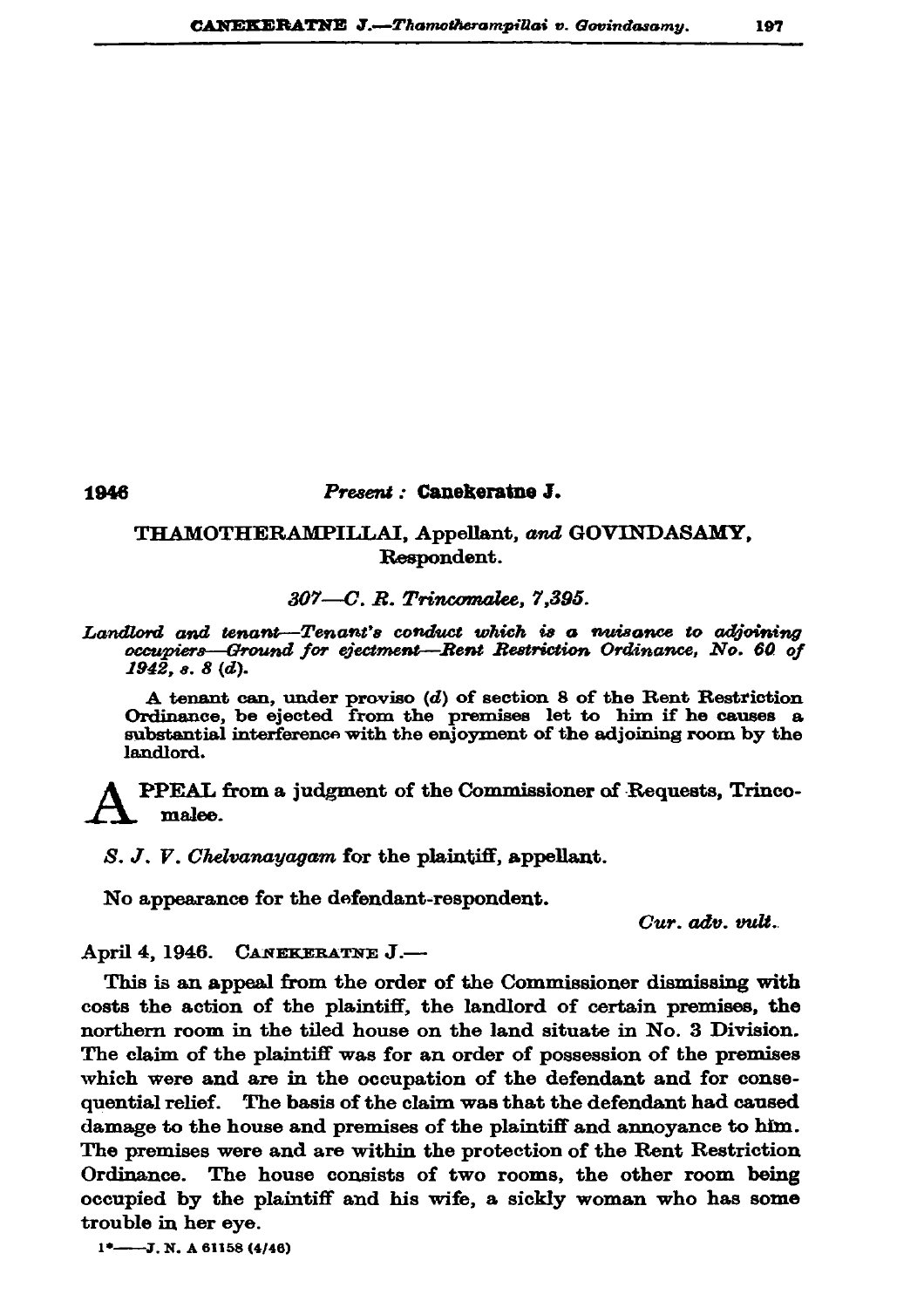1946

*Present :* **Canekeratne J.**

THAMOTHERAMPILLAI, Appellant, *and* GOVINDASAMY, Respondent.

*307—C. R. Trincomalee, 7,395.*

*Landlord and tenant—Tenant's conduct which is a nuisance to adjoining occupiers—Ground for ejectment—Rent Restriction Ordinance, No. 60 of 1942, s. 8 (d).*

A tenant can, under proviso (*d*) of section 8 of the Rent Restriction Ordinance, be ejected from the premises let to him if he causes a substantial interference with the enjoyment of the adjoining room by the landlord.

APPEAL from a judgment of the Commissioner of Requests, Trincomalee.

*S. J. V. Chelvanayagam* for the plaintiff, appellant.

No appearance for the defendant-respondent.

*Cur. adv. vult.*

April 4, 1946. CANEKERATNE J.—

This is an appeal from the order of the Commissioner dismissing with costs the action of the plaintiff, the landlord of certain premises, the northern room in the tiled house on the land situate in No. 3 Division. The claim of the plaintiff was for an order of possession of the premises which were and are in the occupation of the defendant and for consequential relief. The basis of the claim was that the defendant had caused damage to the house and premises of the plaintiff and annoyance to him. The premises were and are within the protection of the Rent Restriction Ordinance. The house consists of two rooms, the other room being occupied by the plaintiff and his wife, a sickly woman who has some trouble in her eye.

1\*——J. N. A 61158 (4/46)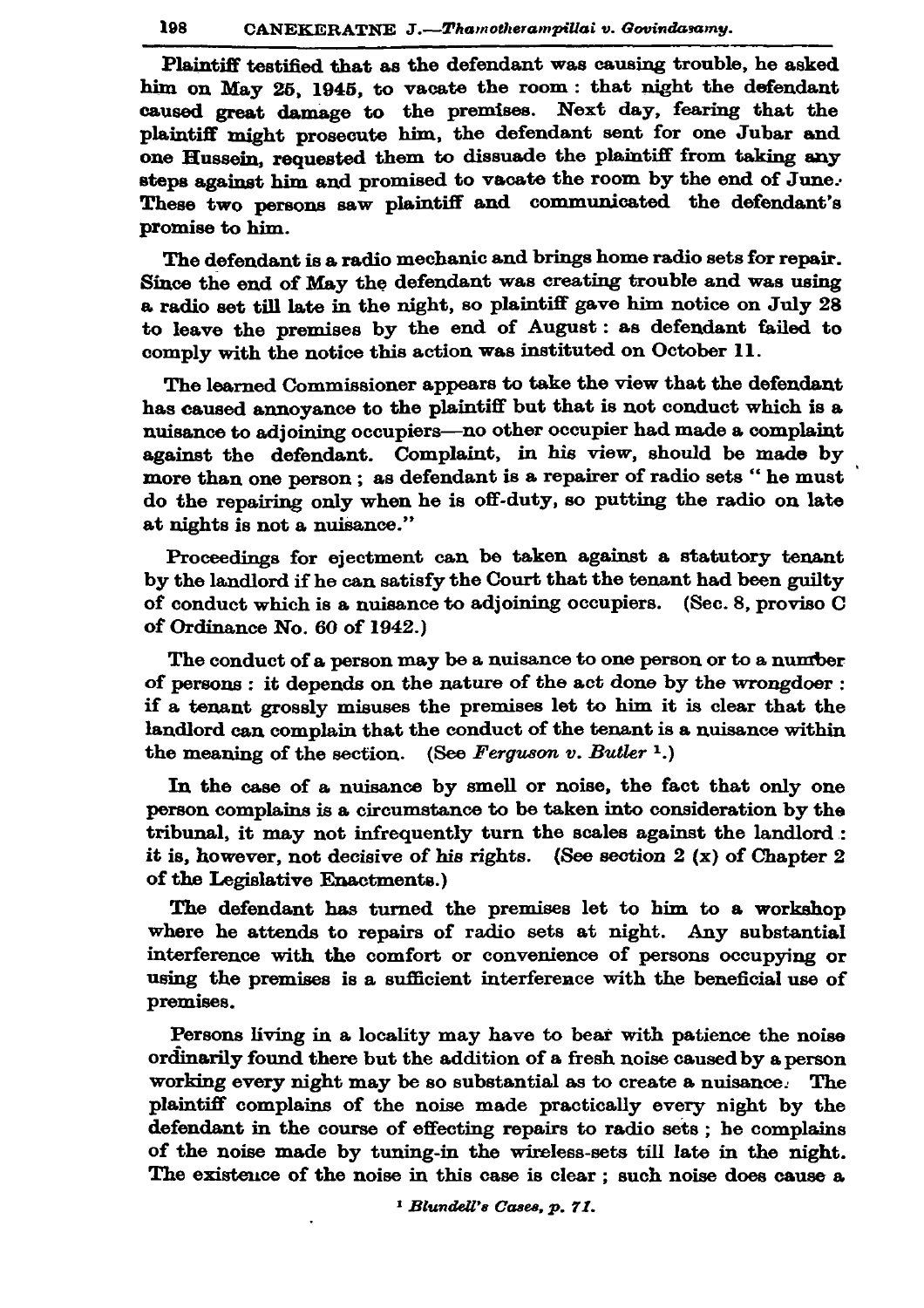Plaintiff testified that as the defendant was causing trouble, he asked him on May 25, 1945, to vacate the room : that night the defendant caused great damage to the premises. Next day, fearing that the plaintiff might prosecute him, the defendant sent for one Jubar and one Hussein, requested them to dissuade the plaintiff from taking any steps against him and promised to vacate the room by the end of June. These two persons saw plaintiff and communicated the defendant's promise to him.

The defendant is a radio mechanic and brings home radio sets for repair. Since the end of May the defendant was creating trouble and was using a radio set till late in the night, so plaintiff gave him notice on July 28 to leave the premises by the end of August : as defendant failed to comply with the notice this action was instituted on October 11.

The learned Commissioner appears to take the view that the defendant has caused annoyance to the plaintiff but that is not conduct which is a nuisance to adjoining occupiers—no other occupier had made a complaint against the defendant. Complaint, in his view, should be made by more than one person ; as defendant is a repairer of radio sets " he must do the repairing only when he is off-duty, so putting the radio on late at nights is not a nuisance."

Proceedings for ejectment can be taken against a statutory tenant by the landlord if he can satisfy the Court that the tenant had been guilty of conduct which is a nuisance to adjoining occupiers. (Sec. 8, proviso C of Ordinance No. 60 of 1942.)

The conduct of a person may be a nuisance to one person or to a number of persons : it depends on the nature of the act done by the wrongdoer : if a tenant grossly misuses the premises let to him it is clear that the landlord can complain that the conduct of the tenant is a nuisance within the meaning of the section. (See *Ferguson v. Butler* [1].)

In the case of a nuisance by smell or noise, the fact that only one person complains is a circumstance to be taken into consideration by the tribunal, it may not infrequently turn the scales against the landlord : it is, however, not decisive of his rights. (See section 2 (x) of Chapter 2 of the Legislative Enactments.)

The defendant has turned the premises let to him to a workshop where he attends to repairs of radio sets at night. Any substantial interference with the comfort or convenience of persons occupying or using the premises is a sufficient interference with the beneficial use of premises.

Persons living in a locality may have to bear with patience the noise ordinarily found there but the addition of a fresh noise caused by a person working every night may be so substantial as to create a nuisance. The plaintiff complains of the noise made practically every night by the defendant in the course of effecting repairs to radio sets ; he complains of the noise made by tuning-in the wireless-sets till late in the night. The existence of the noise in this case is clear ; such noise does cause a

[1] *Blundell's Cases, p. 71.*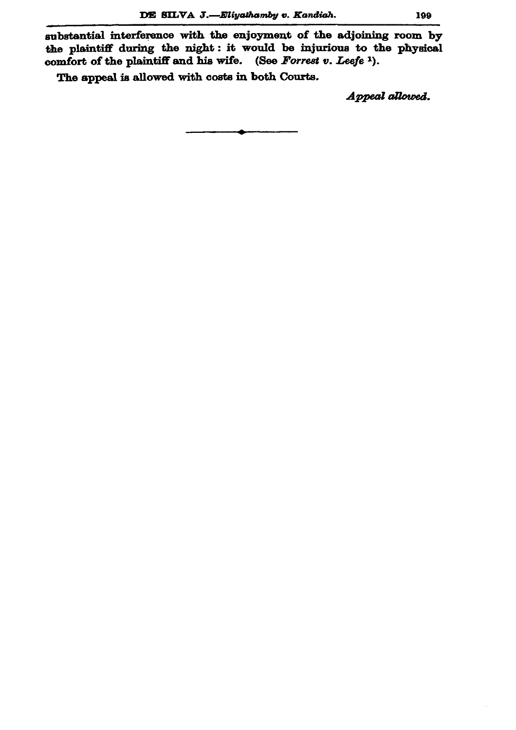substantial interference with the enjoyment of the adjoining room by the plaintiff during the night: it would be injurious to the physical comfort of the plaintiff and his wife. (See *Forrest v. Leefe* [1]).

The appeal is allowed with costs in both Courts.

*Appeal allowed.*